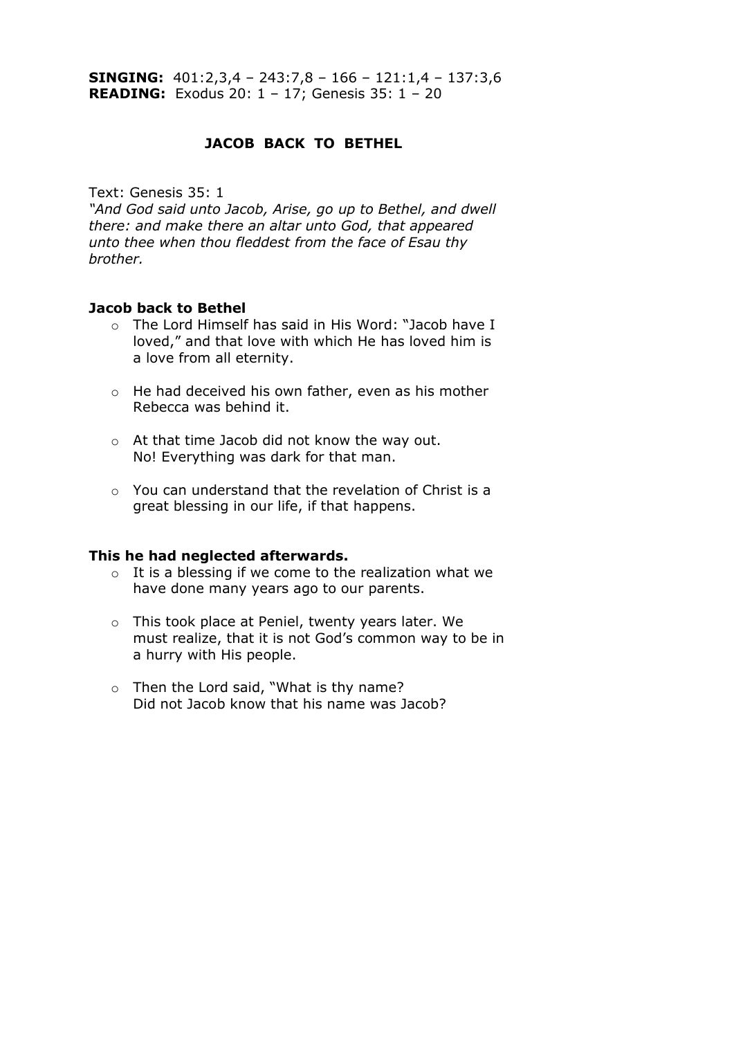**SINGING:** 401:2,3,4 – 243:7,8 – 166 – 121:1,4 – 137:3,6
**READING:** Exodus 20: 1 – 17; Genesis 35: 1 – 20

# JACOB BACK TO BETHEL

Text: Genesis 35: 1

*"And God said unto Jacob, Arise, go up to Bethel, and dwell there: and make there an altar unto God, that appeared unto thee when thou fleddest from the face of Esau thy brother.*

### Jacob back to Bethel

- The Lord Himself has said in His Word: "Jacob have I loved," and that love with which He has loved him is a love from all eternity.
- He had deceived his own father, even as his mother Rebecca was behind it.
- At that time Jacob did not know the way out.
  No! Everything was dark for that man.
- You can understand that the revelation of Christ is a great blessing in our life, if that happens.

### This he had neglected afterwards.

- It is a blessing if we come to the realization what we have done many years ago to our parents.
- This took place at Peniel, twenty years later. We must realize, that it is not God's common way to be in a hurry with His people.
- Then the Lord said, "What is thy name?
  Did not Jacob know that his name was Jacob?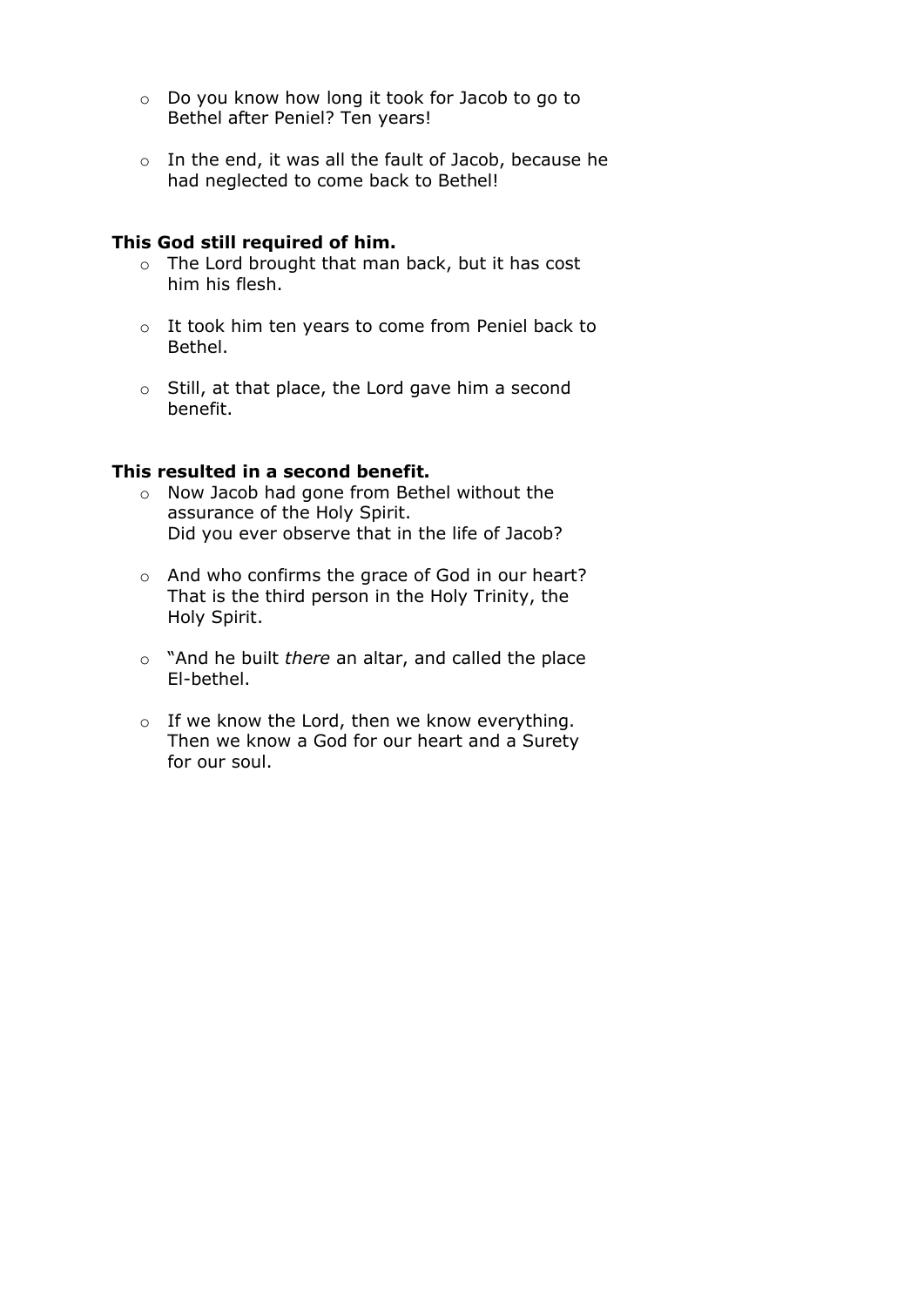- Do you know how long it took for Jacob to go to Bethel after Peniel? Ten years!

- In the end, it was all the fault of Jacob, because he had neglected to come back to Bethel!

**This God still required of him.**

- The Lord brought that man back, but it has cost him his flesh.

- It took him ten years to come from Peniel back to Bethel.

- Still, at that place, the Lord gave him a second benefit.

**This resulted in a second benefit.**

- Now Jacob had gone from Bethel without the assurance of the Holy Spirit.
  Did you ever observe that in the life of Jacob?

- And who confirms the grace of God in our heart? That is the third person in the Holy Trinity, the Holy Spirit.

- "And he built *there* an altar, and called the place El-bethel.

- If we know the Lord, then we know everything. Then we know a God for our heart and a Surety for our soul.